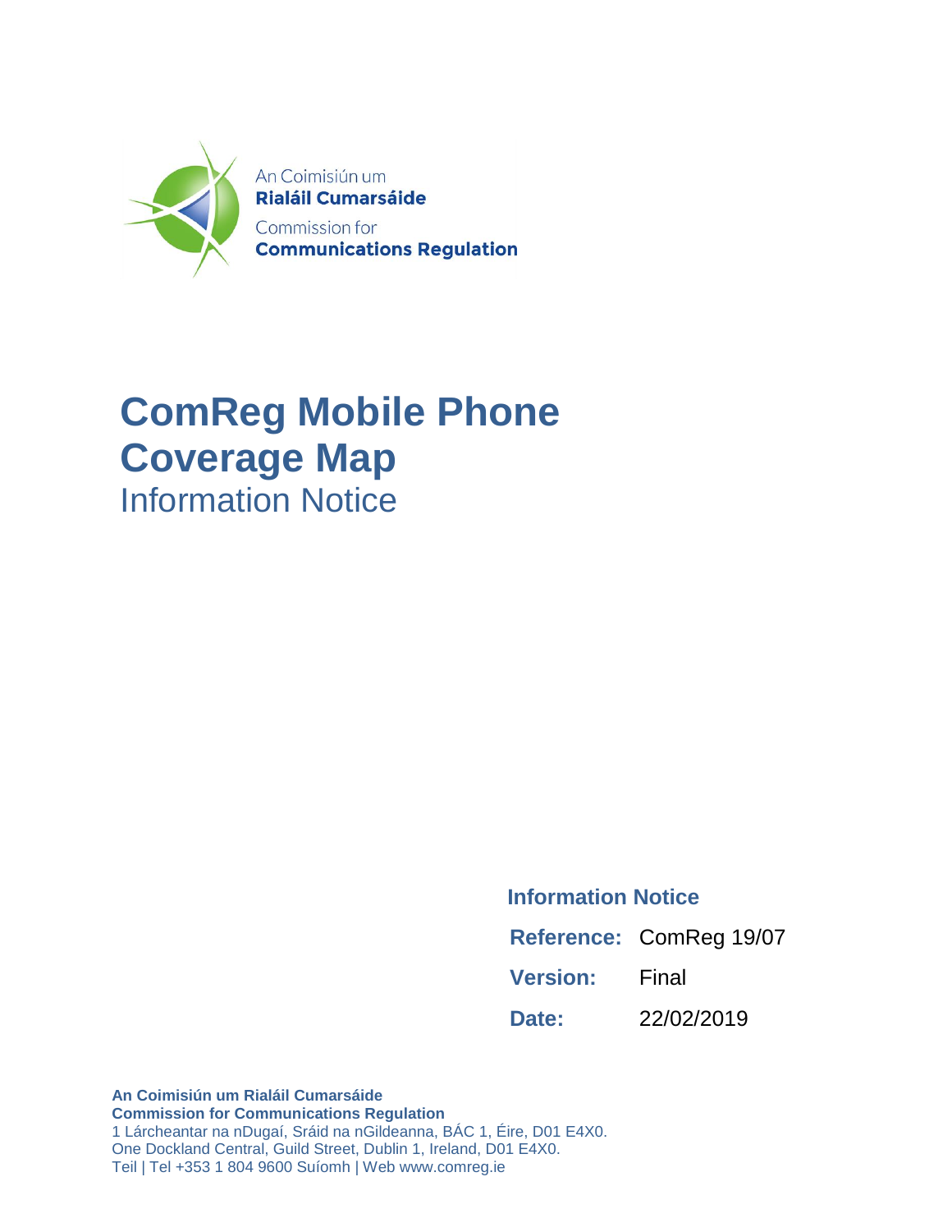An Coimisiún um **Rialáil Cumarsáide**

Commission for **Communications Regulation**

# ComReg Mobile Phone Coverage Map

## Information Notice

**Information Notice**

| | |
|---|---|
| **Reference:** | ComReg 19/07 |
| **Version:** | Final |
| **Date:** | 22/02/2019 |

**An Coimisiún um Rialáil Cumarsáide**
**Commission for Communications Regulation**
1 Lárcheantar na nDugaí, Sráid na nGildeanna, BÁC 1, Éire, D01 E4X0.
One Dockland Central, Guild Street, Dublin 1, Ireland, D01 E4X0.
Teil | Tel +353 1 804 9600 Suíomh | Web www.comreg.ie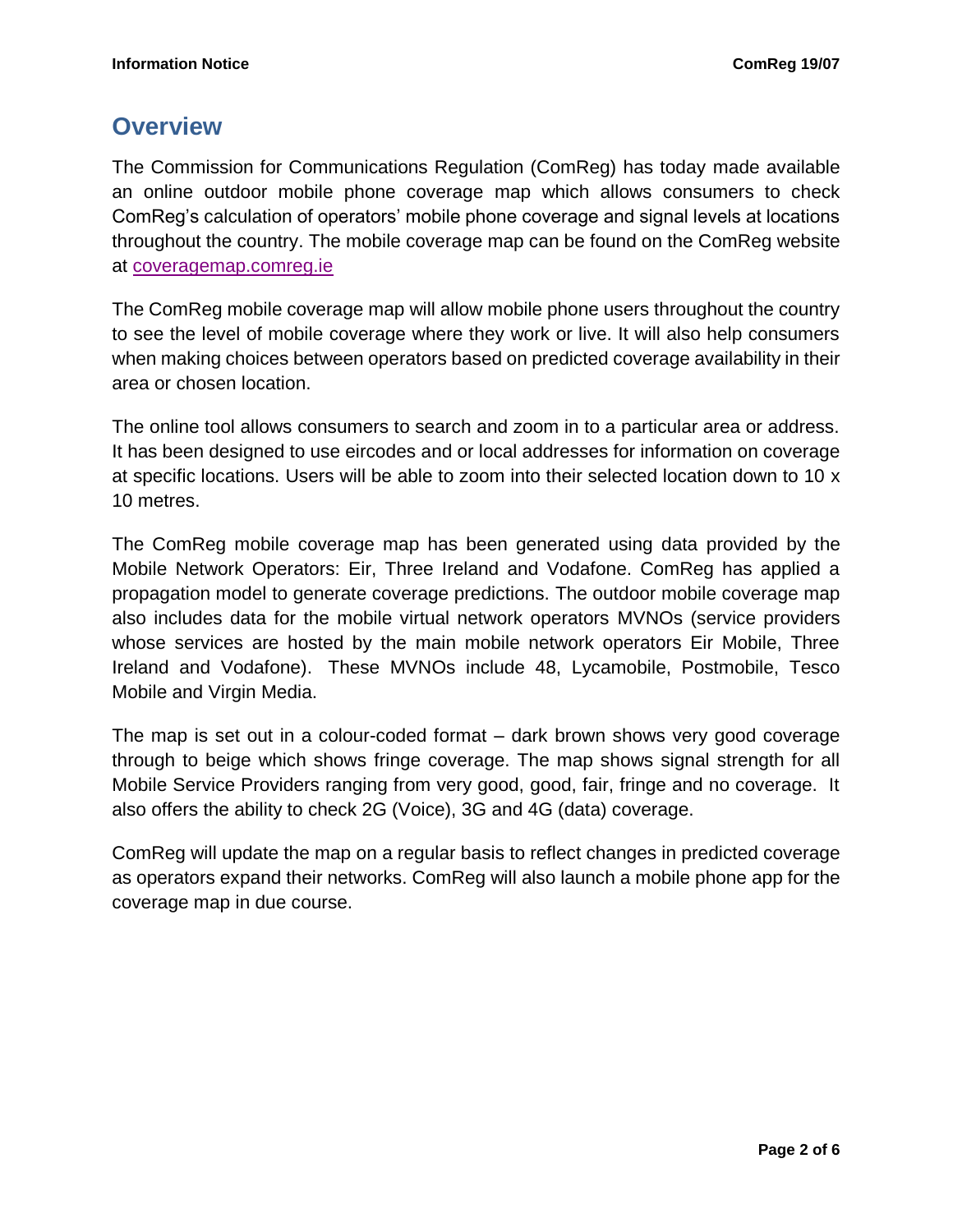## Overview

The Commission for Communications Regulation (ComReg) has today made available an online outdoor mobile phone coverage map which allows consumers to check ComReg's calculation of operators' mobile phone coverage and signal levels at locations throughout the country. The mobile coverage map can be found on the ComReg website at coveragemap.comreg.ie

The ComReg mobile coverage map will allow mobile phone users throughout the country to see the level of mobile coverage where they work or live. It will also help consumers when making choices between operators based on predicted coverage availability in their area or chosen location.

The online tool allows consumers to search and zoom in to a particular area or address. It has been designed to use eircodes and or local addresses for information on coverage at specific locations. Users will be able to zoom into their selected location down to 10 x 10 metres.

The ComReg mobile coverage map has been generated using data provided by the Mobile Network Operators: Eir, Three Ireland and Vodafone. ComReg has applied a propagation model to generate coverage predictions. The outdoor mobile coverage map also includes data for the mobile virtual network operators MVNOs (service providers whose services are hosted by the main mobile network operators Eir Mobile, Three Ireland and Vodafone). These MVNOs include 48, Lycamobile, Postmobile, Tesco Mobile and Virgin Media.

The map is set out in a colour-coded format – dark brown shows very good coverage through to beige which shows fringe coverage. The map shows signal strength for all Mobile Service Providers ranging from very good, good, fair, fringe and no coverage. It also offers the ability to check 2G (Voice), 3G and 4G (data) coverage.

ComReg will update the map on a regular basis to reflect changes in predicted coverage as operators expand their networks. ComReg will also launch a mobile phone app for the coverage map in due course.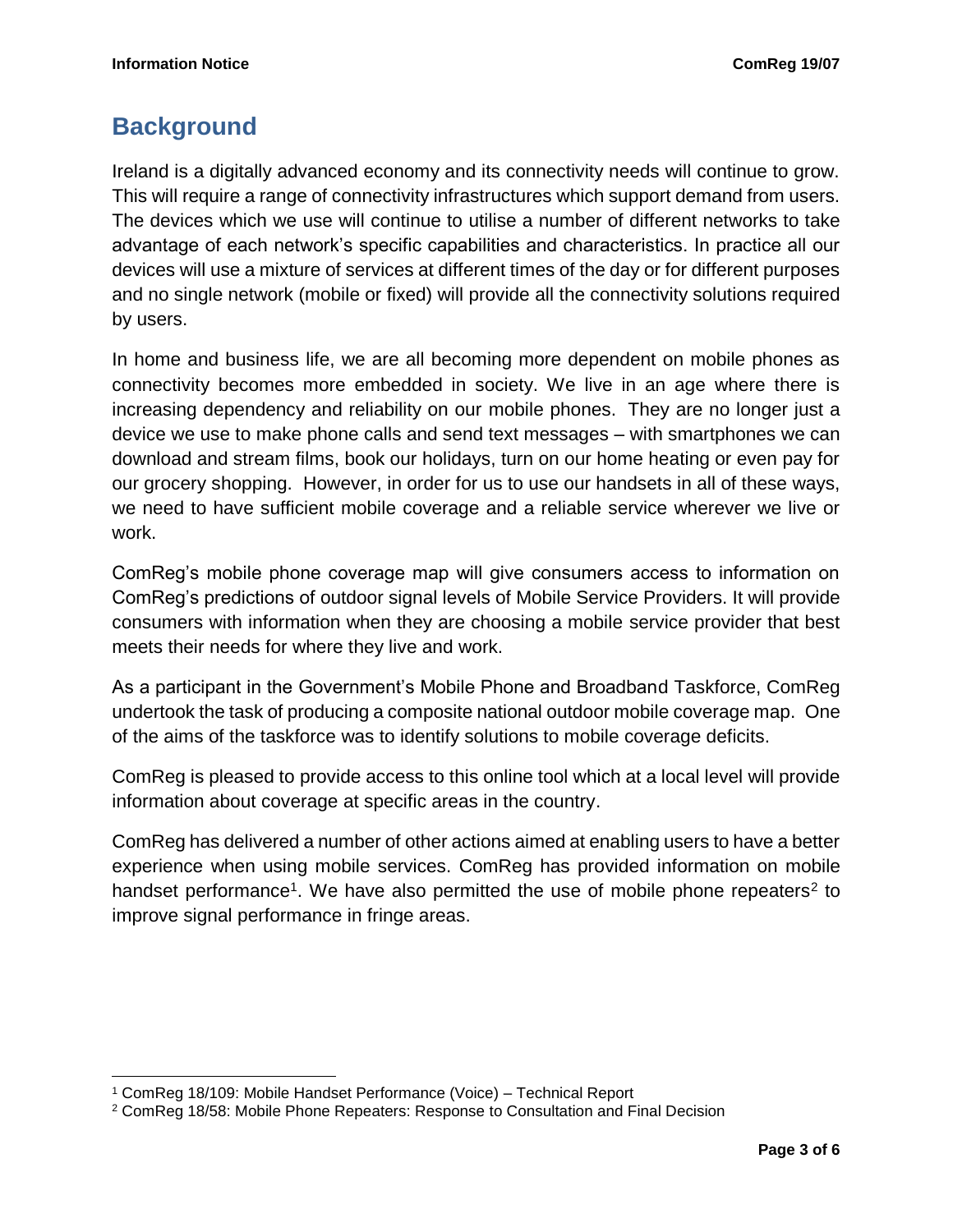## Background

Ireland is a digitally advanced economy and its connectivity needs will continue to grow. This will require a range of connectivity infrastructures which support demand from users. The devices which we use will continue to utilise a number of different networks to take advantage of each network's specific capabilities and characteristics. In practice all our devices will use a mixture of services at different times of the day or for different purposes and no single network (mobile or fixed) will provide all the connectivity solutions required by users.

In home and business life, we are all becoming more dependent on mobile phones as connectivity becomes more embedded in society. We live in an age where there is increasing dependency and reliability on our mobile phones. They are no longer just a device we use to make phone calls and send text messages – with smartphones we can download and stream films, book our holidays, turn on our home heating or even pay for our grocery shopping. However, in order for us to use our handsets in all of these ways, we need to have sufficient mobile coverage and a reliable service wherever we live or work.

ComReg's mobile phone coverage map will give consumers access to information on ComReg's predictions of outdoor signal levels of Mobile Service Providers. It will provide consumers with information when they are choosing a mobile service provider that best meets their needs for where they live and work.

As a participant in the Government's Mobile Phone and Broadband Taskforce, ComReg undertook the task of producing a composite national outdoor mobile coverage map. One of the aims of the taskforce was to identify solutions to mobile coverage deficits.

ComReg is pleased to provide access to this online tool which at a local level will provide information about coverage at specific areas in the country.

ComReg has delivered a number of other actions aimed at enabling users to have a better experience when using mobile services. ComReg has provided information on mobile handset performance[1]. We have also permitted the use of mobile phone repeaters[2] to improve signal performance in fringe areas.

[1] ComReg 18/109: Mobile Handset Performance (Voice) – Technical Report

[2] ComReg 18/58: Mobile Phone Repeaters: Response to Consultation and Final Decision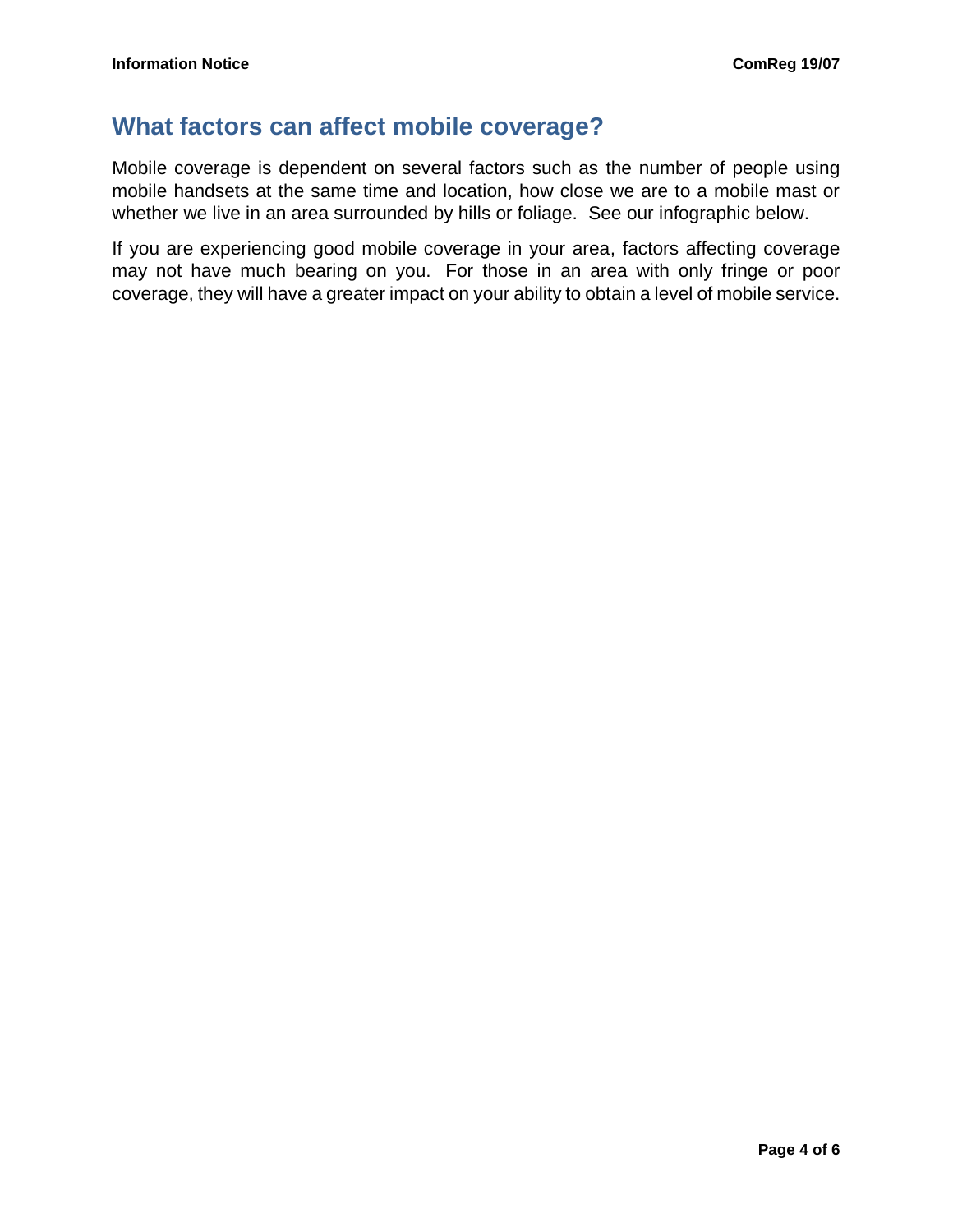## What factors can affect mobile coverage?

Mobile coverage is dependent on several factors such as the number of people using mobile handsets at the same time and location, how close we are to a mobile mast or whether we live in an area surrounded by hills or foliage. See our infographic below.

If you are experiencing good mobile coverage in your area, factors affecting coverage may not have much bearing on you. For those in an area with only fringe or poor coverage, they will have a greater impact on your ability to obtain a level of mobile service.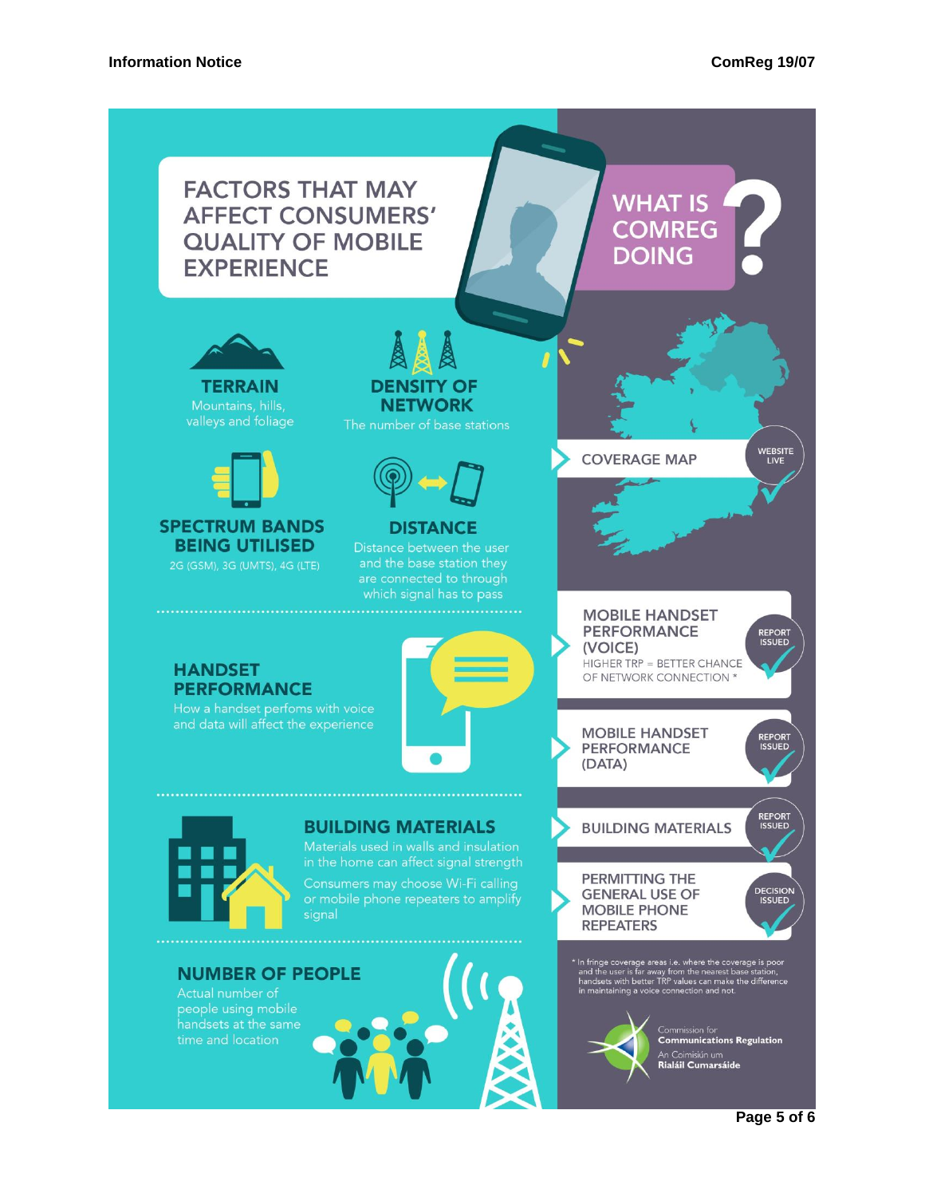## FACTORS THAT MAY AFFECT CONSUMERS' QUALITY OF MOBILE EXPERIENCE

### TERRAIN
Mountains, hills, valleys and foliage

### DENSITY OF NETWORK
The number of base stations

### SPECTRUM BANDS BEING UTILISED
2G (GSM), 3G (UMTS), 4G (LTE)

### DISTANCE
Distance between the user and the base station they are connected to through which signal has to pass

### HANDSET PERFORMANCE
How a handset perfoms with voice and data will affect the experience

### BUILDING MATERIALS
Materials used in walls and insulation in the home can affect signal strength

Consumers may choose Wi-Fi calling or mobile phone repeaters to amplify signal

### NUMBER OF PEOPLE
Actual number of people using mobile handsets at the same time and location

## WHAT IS COMREG DOING?

- **COVERAGE MAP** — WEBSITE LIVE
- **MOBILE HANDSET PERFORMANCE (VOICE)** — HIGHER TRP = BETTER CHANCE OF NETWORK CONNECTION * — REPORT ISSUED
- **MOBILE HANDSET PERFORMANCE (DATA)** — REPORT ISSUED
- **BUILDING MATERIALS** — REPORT ISSUED
- **PERMITTING THE GENERAL USE OF MOBILE PHONE REPEATERS** — DECISION ISSUED

* In fringe coverage areas i.e. where the coverage is poor and the user is far away from the nearest base station, handsets with better TRP values can make the difference in maintaining a voice connection and not.

Commission for Communications Regulation
An Coimisiún um Rialáil Cumarsáide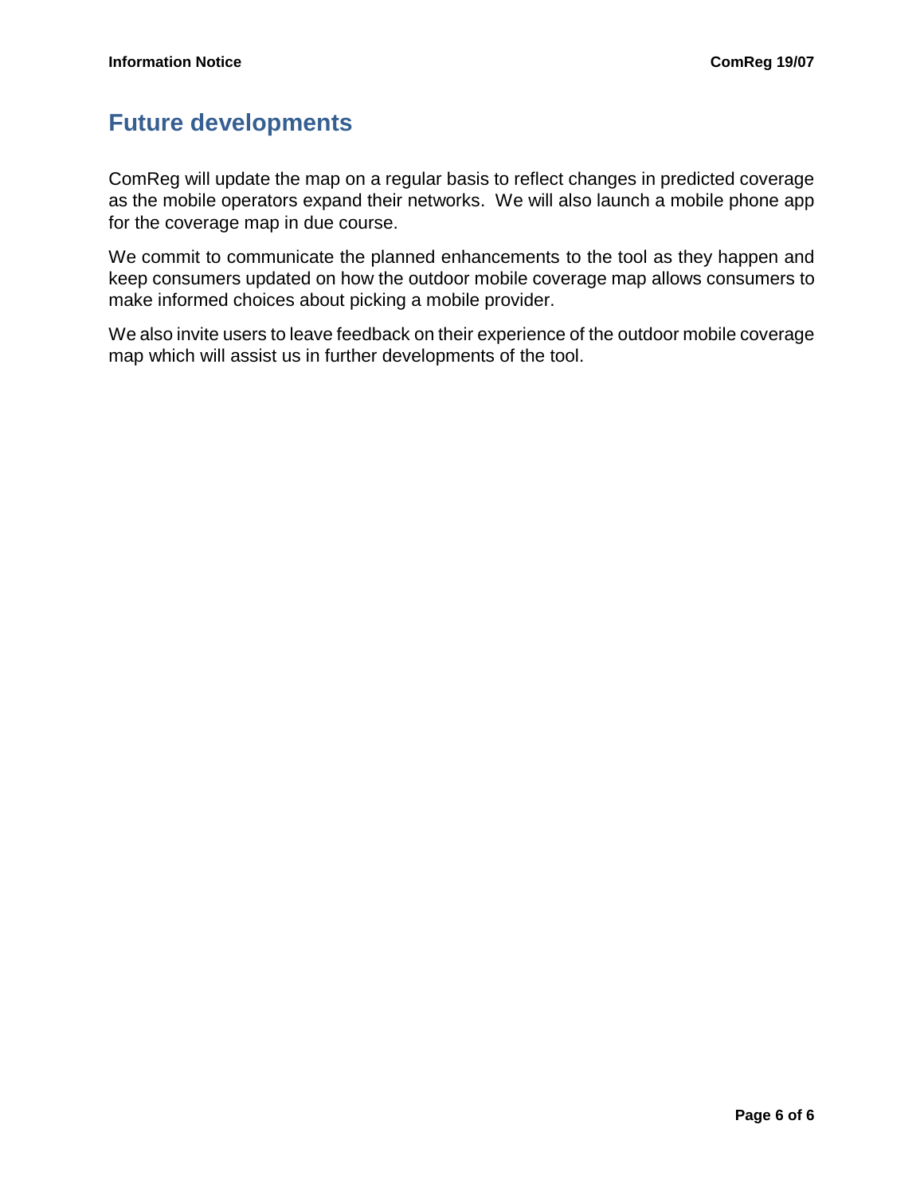## Future developments

ComReg will update the map on a regular basis to reflect changes in predicted coverage as the mobile operators expand their networks. We will also launch a mobile phone app for the coverage map in due course.

We commit to communicate the planned enhancements to the tool as they happen and keep consumers updated on how the outdoor mobile coverage map allows consumers to make informed choices about picking a mobile provider.

We also invite users to leave feedback on their experience of the outdoor mobile coverage map which will assist us in further developments of the tool.